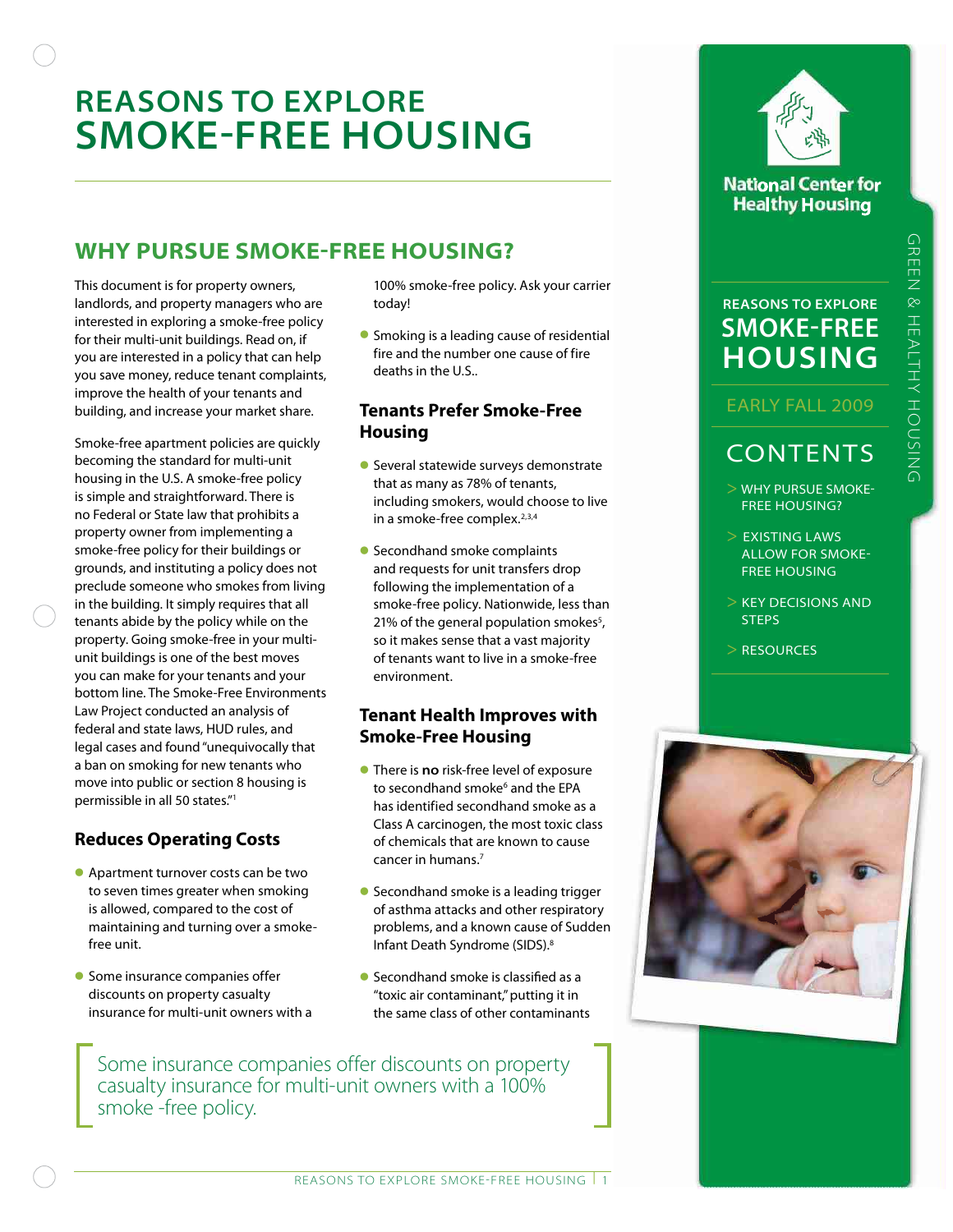# REASONS TO EXPLORE SMOKE-FREE HOUSING

## WHY PURSUE SMOKE-FREE HOUSING?

This document is for property owners, landlords, and property managers who are interested in exploring a smoke-free policy for their multi-unit buildings. Read on, if you are interested in a policy that can help you save money, reduce tenant complaints, improve the health of your tenants and building, and increase your market share.

Smoke-free apartment policies are quickly becoming the standard for multi-unit housing in the U.S. A smoke-free policy is simple and straightforward. There is no Federal or State law that prohibits a property owner from implementing a smoke-free policy for their buildings or grounds, and instituting a policy does not preclude someone who smokes from living in the building. It simply requires that all tenants abide by the policy while on the property. Going smoke-free in your multi-unit buildings is one of the best moves you can make for your tenants and your bottom line. The Smoke-Free Environments Law Project conducted an analysis of federal and state laws, HUD rules, and legal cases and found "unequivocally that a ban on smoking for new tenants who move into public or section 8 housing is permissible in all 50 states."[1]

### Reduces Operating Costs

- Apartment turnover costs can be two to seven times greater when smoking is allowed, compared to the cost of maintaining and turning over a smoke-free unit.
- Some insurance companies offer discounts on property casualty insurance for multi-unit owners with a 100% smoke-free policy. Ask your carrier today!
- Smoking is a leading cause of residential fire and the number one cause of fire deaths in the U.S..

### Tenants Prefer Smoke-Free Housing

- Several statewide surveys demonstrate that as many as 78% of tenants, including smokers, would choose to live in a smoke-free complex.[2,3,4]
- Secondhand smoke complaints and requests for unit transfers drop following the implementation of a smoke-free policy. Nationwide, less than 21% of the general population smokes[5], so it makes sense that a vast majority of tenants want to live in a smoke-free environment.

### Tenant Health Improves with Smoke-Free Housing

- There is **no** risk-free level of exposure to secondhand smoke[6] and the EPA has identified secondhand smoke as a Class A carcinogen, the most toxic class of chemicals that are known to cause cancer in humans.[7]
- Secondhand smoke is a leading trigger of asthma attacks and other respiratory problems, and a known cause of Sudden Infant Death Syndrome (SIDS).[8]
- Secondhand smoke is classified as a "toxic air contaminant," putting it in the same class of other contaminants

> Some insurance companies offer discounts on property casualty insurance for multi-unit owners with a 100% smoke -free policy.

National Center for Healthy Housing

REASONS TO EXPLORE SMOKE-FREE HOUSING

EARLY FALL 2009

GREEN & HEALTHY HOUSING

## CONTENTS

- > WHY PURSUE SMOKE-FREE HOUSING?
- > EXISTING LAWS ALLOW FOR SMOKE-FREE HOUSING
- > KEY DECISIONS AND STEPS
- > RESOURCES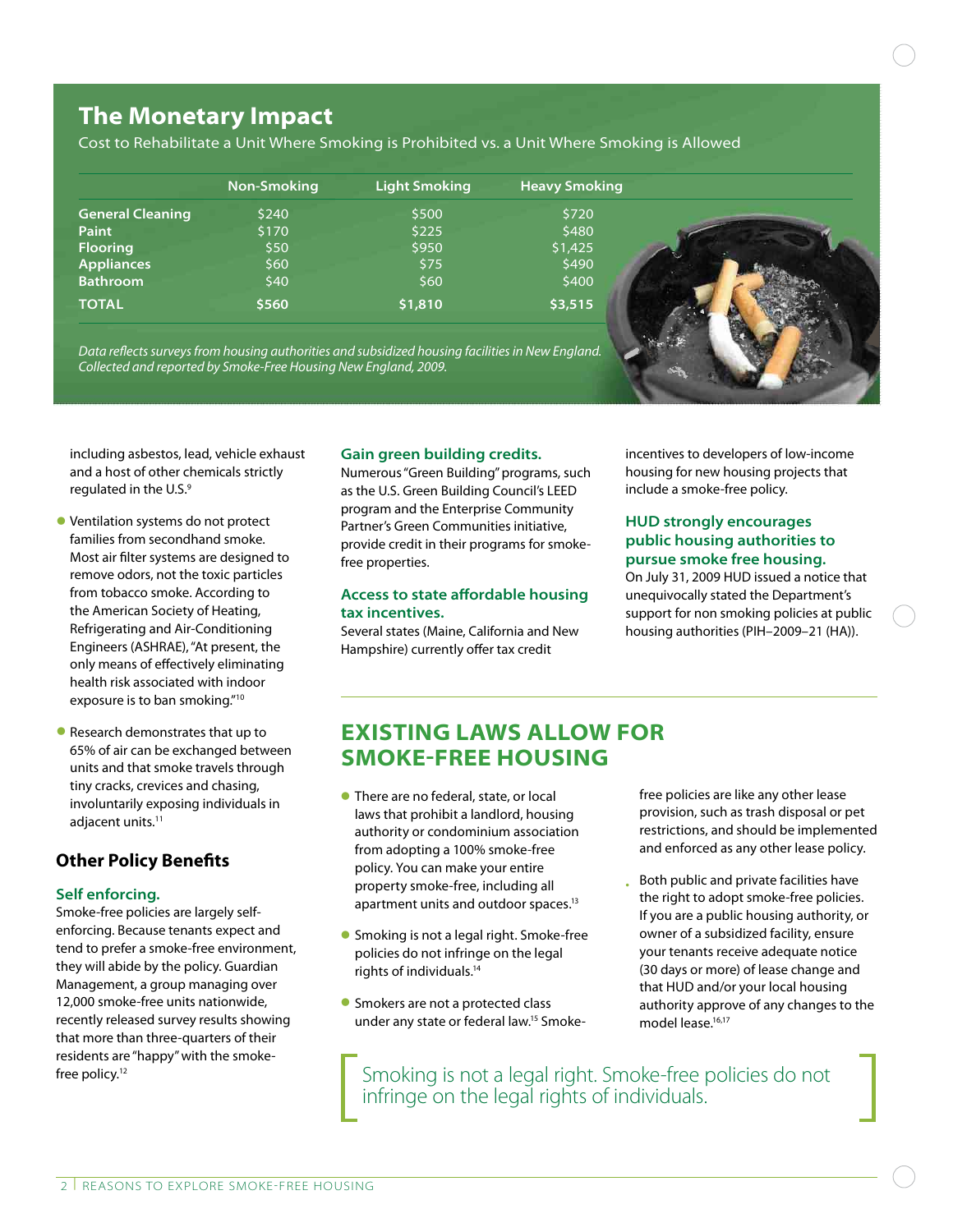## The Monetary Impact

Cost to Rehabilitate a Unit Where Smoking is Prohibited vs. a Unit Where Smoking is Allowed

| | Non-Smoking | Light Smoking | Heavy Smoking |
|---|---|---|---|
| **General Cleaning** | $240 | $500 | $720 |
| **Paint** | $170 | $225 | $480 |
| **Flooring** | $50 | $950 | $1,425 |
| **Appliances** | $60 | $75 | $490 |
| **Bathroom** | $40 | $60 | $400 |
| **TOTAL** | **$560** | **$1,810** | **$3,515** |

*Data reflects surveys from housing authorities and subsidized housing facilities in New England. Collected and reported by Smoke-Free Housing New England, 2009.*

including asbestos, lead, vehicle exhaust and a host of other chemicals strictly regulated in the U.S.[9]

- Ventilation systems do not protect families from secondhand smoke. Most air filter systems are designed to remove odors, not the toxic particles from tobacco smoke. According to the American Society of Heating, Refrigerating and Air-Conditioning Engineers (ASHRAE), "At present, the only means of effectively eliminating health risk associated with indoor exposure is to ban smoking."[10]
- Research demonstrates that up to 65% of air can be exchanged between units and that smoke travels through tiny cracks, crevices and chasing, involuntarily exposing individuals in adjacent units.[11]

### Other Policy Benefits

#### Self enforcing.

Smoke-free policies are largely self-enforcing. Because tenants expect and tend to prefer a smoke-free environment, they will abide by the policy. Guardian Management, a group managing over 12,000 smoke-free units nationwide, recently released survey results showing that more than three-quarters of their residents are "happy" with the smoke-free policy.[12]

#### Gain green building credits.

Numerous "Green Building" programs, such as the U.S. Green Building Council's LEED program and the Enterprise Community Partner's Green Communities initiative, provide credit in their programs for smoke-free properties.

#### Access to state affordable housing tax incentives.

Several states (Maine, California and New Hampshire) currently offer tax credit incentives to developers of low-income housing for new housing projects that include a smoke-free policy.

#### HUD strongly encourages public housing authorities to pursue smoke free housing.

On July 31, 2009 HUD issued a notice that unequivocally stated the Department's support for non smoking policies at public housing authorities (PIH–2009–21 (HA)).

## EXISTING LAWS ALLOW FOR SMOKE-FREE HOUSING

- There are no federal, state, or local laws that prohibit a landlord, housing authority or condominium association from adopting a 100% smoke-free policy. You can make your entire property smoke-free, including all apartment units and outdoor spaces.[13]
- Smoking is not a legal right. Smoke-free policies do not infringe on the legal rights of individuals.[14]
- Smokers are not a protected class under any state or federal law.[15] Smoke-free policies are like any other lease provision, such as trash disposal or pet restrictions, and should be implemented and enforced as any other lease policy.
- Both public and private facilities have the right to adopt smoke-free policies. If you are a public housing authority, or owner of a subsidized facility, ensure your tenants receive adequate notice (30 days or more) of lease change and that HUD and/or your local housing authority approve of any changes to the model lease.[16,17]

> Smoking is not a legal right. Smoke-free policies do not infringe on the legal rights of individuals.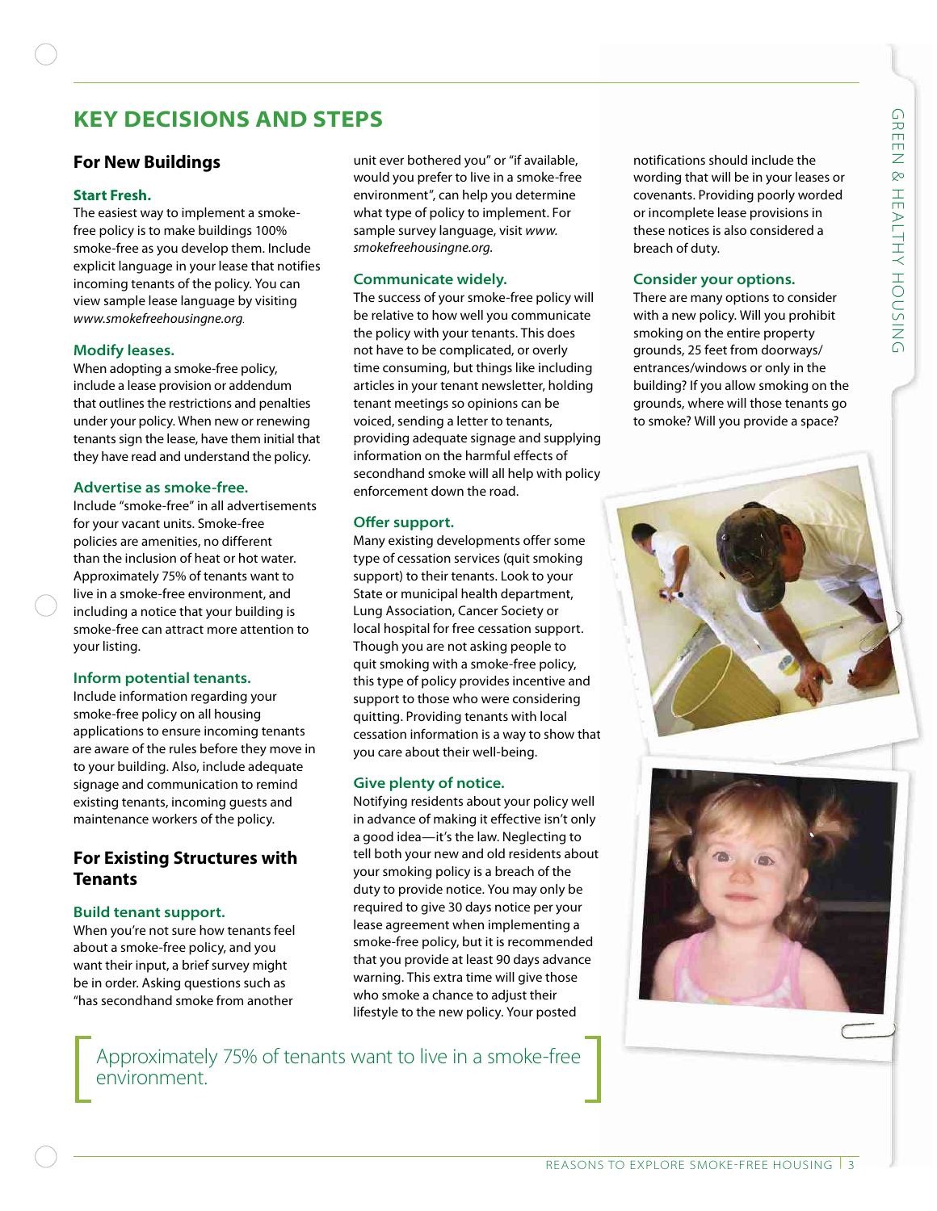# KEY DECISIONS AND STEPS

## For New Buildings

### Start Fresh.

The easiest way to implement a smoke-free policy is to make buildings 100% smoke-free as you develop them. Include explicit language in your lease that notifies incoming tenants of the policy. You can view sample lease language by visiting *www.smokefreehousingne.org*.

### Modify leases.

When adopting a smoke-free policy, include a lease provision or addendum that outlines the restrictions and penalties under your policy. When new or renewing tenants sign the lease, have them initial that they have read and understand the policy.

### Advertise as smoke-free.

Include "smoke-free" in all advertisements for your vacant units. Smoke-free policies are amenities, no different than the inclusion of heat or hot water. Approximately 75% of tenants want to live in a smoke-free environment, and including a notice that your building is smoke-free can attract more attention to your listing.

### Inform potential tenants.

Include information regarding your smoke-free policy on all housing applications to ensure incoming tenants are aware of the rules before they move in to your building. Also, include adequate signage and communication to remind existing tenants, incoming guests and maintenance workers of the policy.

## For Existing Structures with Tenants

### Build tenant support.

When you're not sure how tenants feel about a smoke-free policy, and you want their input, a brief survey might be in order. Asking questions such as "has secondhand smoke from another unit ever bothered you" or "if available, would you prefer to live in a smoke-free environment", can help you determine what type of policy to implement. For sample survey language, visit *www.smokefreehousingne.org.*

### Communicate widely.

The success of your smoke-free policy will be relative to how well you communicate the policy with your tenants. This does not have to be complicated, or overly time consuming, but things like including articles in your tenant newsletter, holding tenant meetings so opinions can be voiced, sending a letter to tenants, providing adequate signage and supplying information on the harmful effects of secondhand smoke will all help with policy enforcement down the road.

### Offer support.

Many existing developments offer some type of cessation services (quit smoking support) to their tenants. Look to your State or municipal health department, Lung Association, Cancer Society or local hospital for free cessation support. Though you are not asking people to quit smoking with a smoke-free policy, this type of policy provides incentive and support to those who were considering quitting. Providing tenants with local cessation information is a way to show that you care about their well-being.

### Give plenty of notice.

Notifying residents about your policy well in advance of making it effective isn't only a good idea—it's the law. Neglecting to tell both your new and old residents about your smoking policy is a breach of the duty to provide notice. You may only be required to give 30 days notice per your lease agreement when implementing a smoke-free policy, but it is recommended that you provide at least 90 days advance warning. This extra time will give those who smoke a chance to adjust their lifestyle to the new policy. Your posted notifications should include the wording that will be in your leases or covenants. Providing poorly worded or incomplete lease provisions in these notices is also considered a breach of duty.

### Consider your options.

There are many options to consider with a new policy. Will you prohibit smoking on the entire property grounds, 25 feet from doorways/entrances/windows or only in the building? If you allow smoking on the grounds, where will those tenants go to smoke? Will you provide a space?

> Approximately 75% of tenants want to live in a smoke-free environment.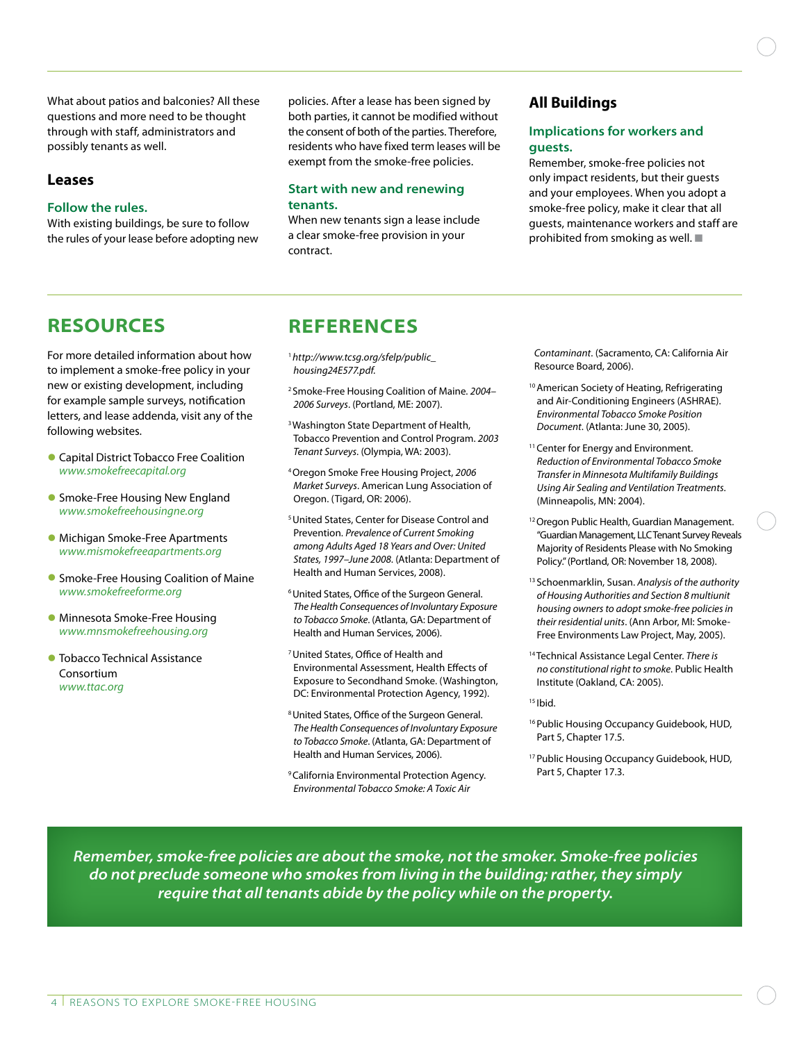What about patios and balconies? All these questions and more need to be thought through with staff, administrators and possibly tenants as well.

### Leases

#### Follow the rules.

With existing buildings, be sure to follow the rules of your lease before adopting new policies. After a lease has been signed by both parties, it cannot be modified without the consent of both of the parties. Therefore, residents who have fixed term leases will be exempt from the smoke-free policies.

#### Start with new and renewing tenants.

When new tenants sign a lease include a clear smoke-free provision in your contract.

### All Buildings

#### Implications for workers and guests.

Remember, smoke-free policies not only impact residents, but their guests and your employees. When you adopt a smoke-free policy, make it clear that all guests, maintenance workers and staff are prohibited from smoking as well. ■

## RESOURCES

For more detailed information about how to implement a smoke-free policy in your new or existing development, including for example sample surveys, notification letters, and lease addenda, visit any of the following websites.

- Capital District Tobacco Free Coalition
  *www.smokefreecapital.org*
- Smoke-Free Housing New England
  *www.smokefreehousingne.org*
- Michigan Smoke-Free Apartments
  *www.mismokefreeapartments.org*
- Smoke-Free Housing Coalition of Maine
  *www.smokefreeforme.org*
- Minnesota Smoke-Free Housing
  *www.mnsmokefreehousing.org*
- Tobacco Technical Assistance Consortium
  *www.ttac.org*

## REFERENCES

[1] *http://www.tcsg.org/sfelp/public_housing24E577.pdf.*

[2] Smoke-Free Housing Coalition of Maine. *2004–2006 Surveys*. (Portland, ME: 2007).

[3] Washington State Department of Health, Tobacco Prevention and Control Program. *2003 Tenant Surveys*. (Olympia, WA: 2003).

[4] Oregon Smoke Free Housing Project, *2006 Market Surveys*. American Lung Association of Oregon. (Tigard, OR: 2006).

[5] United States, Center for Disease Control and Prevention. *Prevalence of Current Smoking among Adults Aged 18 Years and Over: United States, 1997–June 2008*. (Atlanta: Department of Health and Human Services, 2008).

[6] United States, Office of the Surgeon General. *The Health Consequences of Involuntary Exposure to Tobacco Smoke*. (Atlanta, GA: Department of Health and Human Services, 2006).

[7] United States, Office of Health and Environmental Assessment, Health Effects of Exposure to Secondhand Smoke. (Washington, DC: Environmental Protection Agency, 1992).

[8] United States, Office of the Surgeon General. *The Health Consequences of Involuntary Exposure to Tobacco Smoke*. (Atlanta, GA: Department of Health and Human Services, 2006).

[9] California Environmental Protection Agency. *Environmental Tobacco Smoke: A Toxic Air Contaminant*. (Sacramento, CA: California Air Resource Board, 2006).

[10] American Society of Heating, Refrigerating and Air-Conditioning Engineers (ASHRAE). *Environmental Tobacco Smoke Position Document*. (Atlanta: June 30, 2005).

[11] Center for Energy and Environment. *Reduction of Environmental Tobacco Smoke Transfer in Minnesota Multifamily Buildings Using Air Sealing and Ventilation Treatments*. (Minneapolis, MN: 2004).

[12] Oregon Public Health, Guardian Management. "Guardian Management, LLC Tenant Survey Reveals Majority of Residents Please with No Smoking Policy." (Portland, OR: November 18, 2008).

[13] Schoenmarklin, Susan. *Analysis of the authority of Housing Authorities and Section 8 multiunit housing owners to adopt smoke-free policies in their residential units*. (Ann Arbor, MI: Smoke-Free Environments Law Project, May, 2005).

[14] Technical Assistance Legal Center. *There is no constitutional right to smoke*. Public Health Institute (Oakland, CA: 2005).

[15] Ibid.

[16] Public Housing Occupancy Guidebook, HUD, Part 5, Chapter 17.5.

[17] Public Housing Occupancy Guidebook, HUD, Part 5, Chapter 17.3.

***Remember, smoke-free policies are about the smoke, not the smoker. Smoke-free policies do not preclude someone who smokes from living in the building; rather, they simply require that all tenants abide by the policy while on the property.***